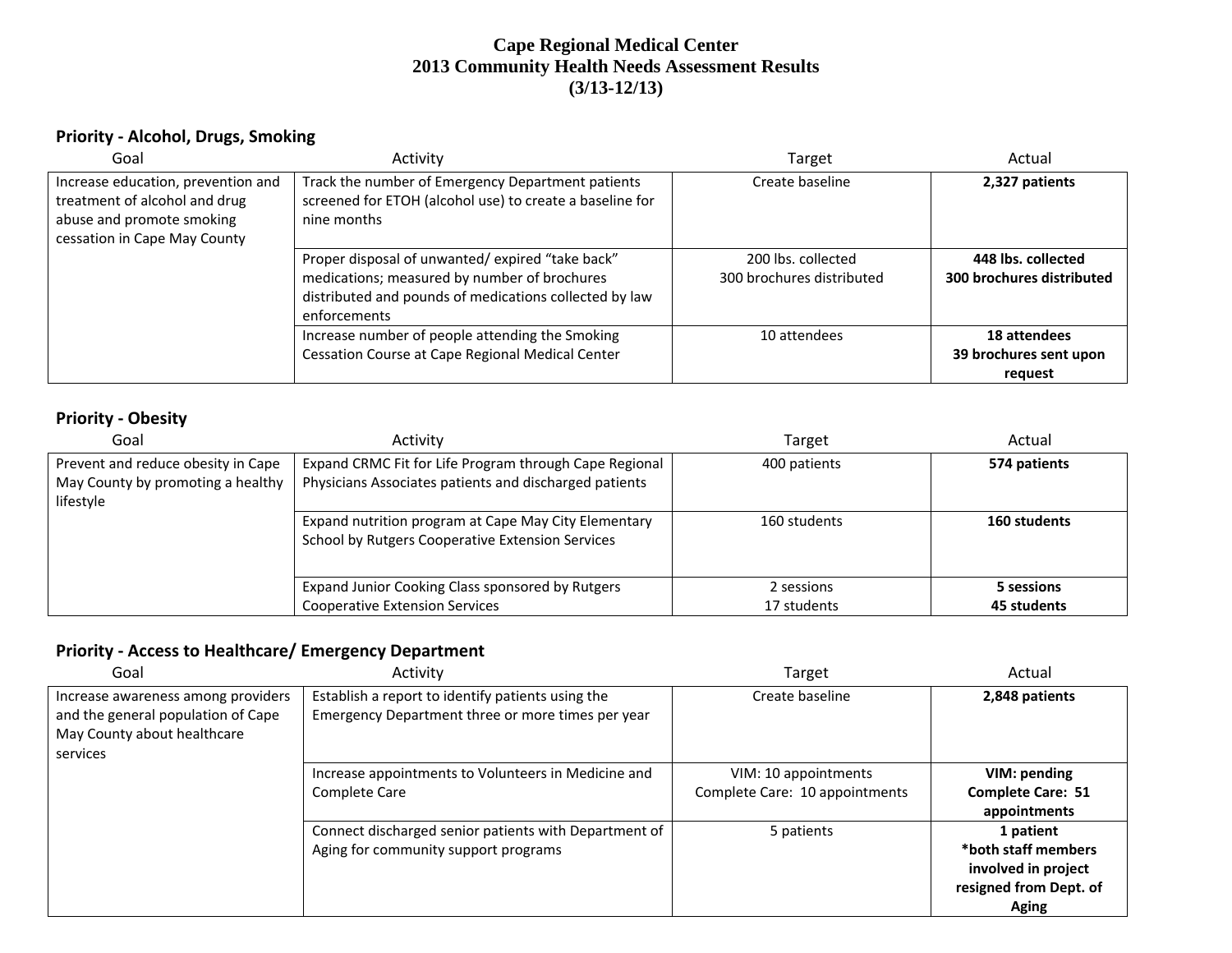# Cape Regional Medical Center
# 2013 Community Health Needs Assessment Results
# (3/13-12/13)

## Priority - Alcohol, Drugs, Smoking

| Goal | Activity | Target | Actual |
|---|---|---|---|
| Increase education, prevention and treatment of alcohol and drug abuse and promote smoking cessation in Cape May County | Track the number of Emergency Department patients screened for ETOH (alcohol use) to create a baseline for nine months | Create baseline | **2,327 patients** |
| | Proper disposal of unwanted/ expired "take back" medications; measured by number of brochures distributed and pounds of medications collected by law enforcements | 200 lbs. collected<br>300 brochures distributed | **448 lbs. collected**<br>**300 brochures distributed** |
| | Increase number of people attending the Smoking Cessation Course at Cape Regional Medical Center | 10 attendees | **18 attendees**<br>**39 brochures sent upon request** |

## Priority - Obesity

| Goal | Activity | Target | Actual |
|---|---|---|---|
| Prevent and reduce obesity in Cape May County by promoting a healthy lifestyle | Expand CRMC Fit for Life Program through Cape Regional Physicians Associates patients and discharged patients | 400 patients | **574 patients** |
| | Expand nutrition program at Cape May City Elementary School by Rutgers Cooperative Extension Services | 160 students | **160 students** |
| | Expand Junior Cooking Class sponsored by Rutgers Cooperative Extension Services | 2 sessions<br>17 students | **5 sessions**<br>**45 students** |

## Priority - Access to Healthcare/ Emergency Department

| Goal | Activity | Target | Actual |
|---|---|---|---|
| Increase awareness among providers and the general population of Cape May County about healthcare services | Establish a report to identify patients using the Emergency Department three or more times per year | Create baseline | **2,848 patients** |
| | Increase appointments to Volunteers in Medicine and Complete Care | VIM: 10 appointments<br>Complete Care: 10 appointments | **VIM: pending**<br>**Complete Care: 51 appointments** |
| | Connect discharged senior patients with Department of Aging for community support programs | 5 patients | **1 patient**<br>**\*both staff members involved in project resigned from Dept. of Aging** |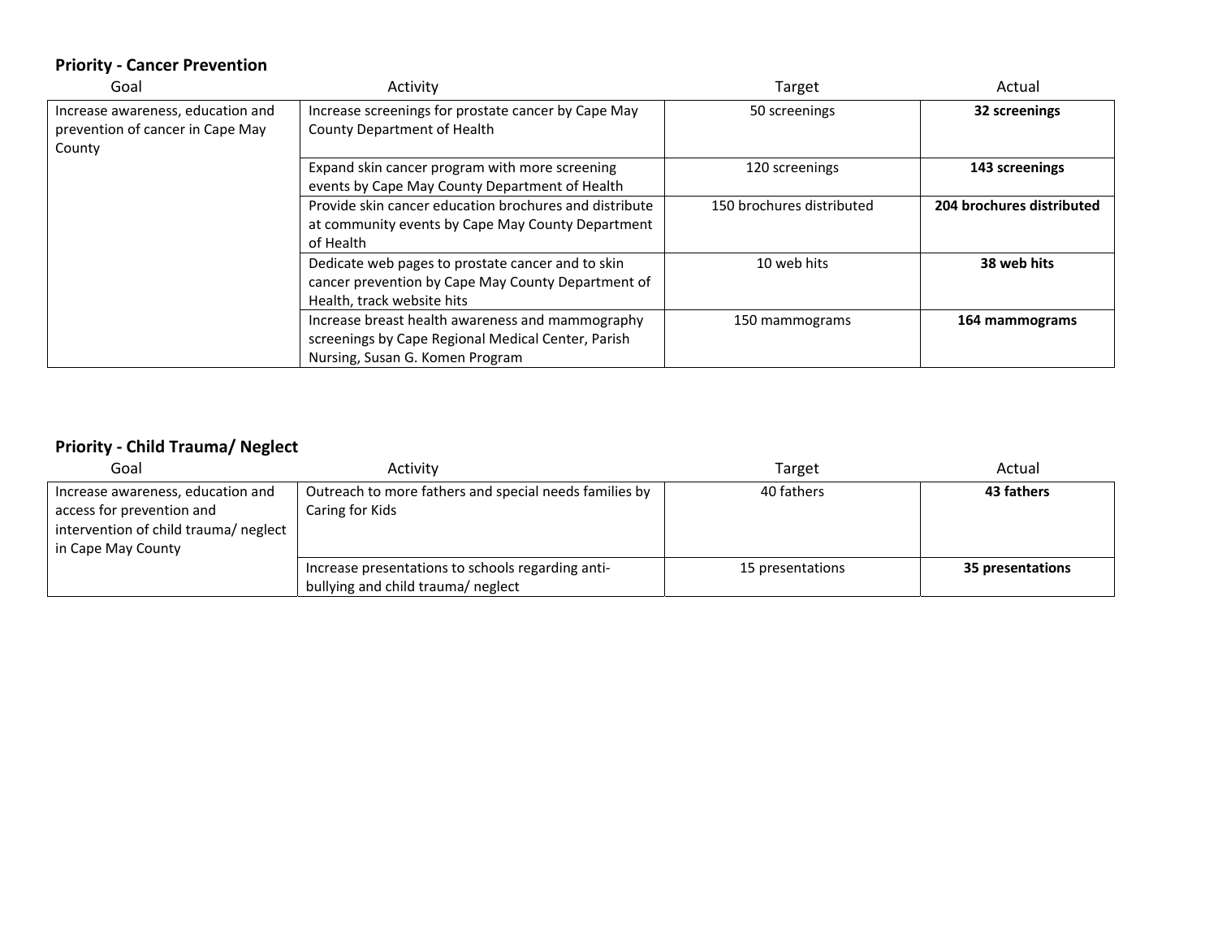**Priority - Cancer Prevention**

| Goal | Activity | Target | Actual |
|---|---|---|---|
| Increase awareness, education and prevention of cancer in Cape May County | Increase screenings for prostate cancer by Cape May County Department of Health | 50 screenings | **32 screenings** |
| | Expand skin cancer program with more screening events by Cape May County Department of Health | 120 screenings | **143 screenings** |
| | Provide skin cancer education brochures and distribute at community events by Cape May County Department of Health | 150 brochures distributed | **204 brochures distributed** |
| | Dedicate web pages to prostate cancer and to skin cancer prevention by Cape May County Department of Health, track website hits | 10 web hits | **38 web hits** |
| | Increase breast health awareness and mammography screenings by Cape Regional Medical Center, Parish Nursing, Susan G. Komen Program | 150 mammograms | **164 mammograms** |

**Priority - Child Trauma/ Neglect**

| Goal | Activity | Target | Actual |
|---|---|---|---|
| Increase awareness, education and access for prevention and intervention of child trauma/ neglect in Cape May County | Outreach to more fathers and special needs families by Caring for Kids | 40 fathers | **43 fathers** |
| | Increase presentations to schools regarding anti-bullying and child trauma/ neglect | 15 presentations | **35 presentations** |